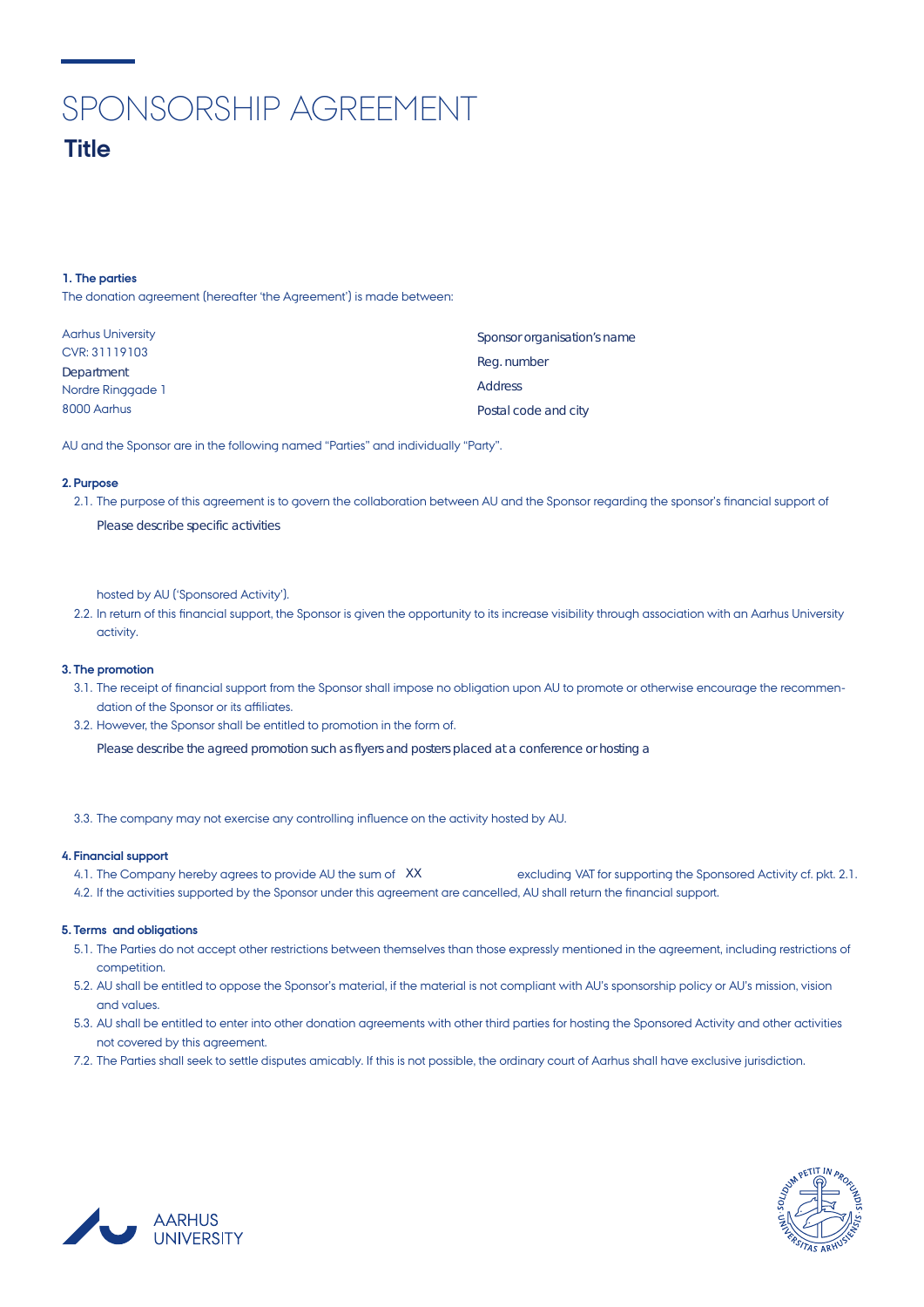# SPONSORSHIP AGREEMENT

## Title

**1. The parties**

The donation agreement (hereafter 'the Agreement') is made between:

Aarhus University
CVR: 31119103
Department
Nordre Ringgade 1
8000 Aarhus

Sponsor organisation's name
Reg. number
Address
Postal code and city

AU and the Sponsor are in the following named "Parties" and individually "Party".

**2. Purpose**

2.1. The purpose of this agreement is to govern the collaboration between AU and the Sponsor regarding the sponsor's financial support of

Please describe specific activities

hosted by AU ('Sponsored Activity').

2.2. In return of this financial support, the Sponsor is given the opportunity to its increase visibility through association with an Aarhus University activity.

**3. The promotion**

3.1. The receipt of financial support from the Sponsor shall impose no obligation upon AU to promote or otherwise encourage the recommendation of the Sponsor or its affiliates.

3.2. However, the Sponsor shall be entitled to promotion in the form of.

Please describe the agreed promotion such as flyers and posters placed at a conference or hosting a

3.3. The company may not exercise any controlling influence on the activity hosted by AU.

**4. Financial support**

4.1. The Company hereby agrees to provide AU the sum of XX excluding VAT for supporting the Sponsored Activity cf. pkt. 2.1.

4.2. If the activities supported by the Sponsor under this agreement are cancelled, AU shall return the financial support.

**5. Terms and obligations**

5.1. The Parties do not accept other restrictions between themselves than those expressly mentioned in the agreement, including restrictions of competition.

5.2. AU shall be entitled to oppose the Sponsor's material, if the material is not compliant with AU's sponsorship policy or AU's mission, vision and values.

5.3. AU shall be entitled to enter into other donation agreements with other third parties for hosting the Sponsored Activity and other activities not covered by this agreement.

7.2. The Parties shall seek to settle disputes amicably. If this is not possible, the ordinary court of Aarhus shall have exclusive jurisdiction.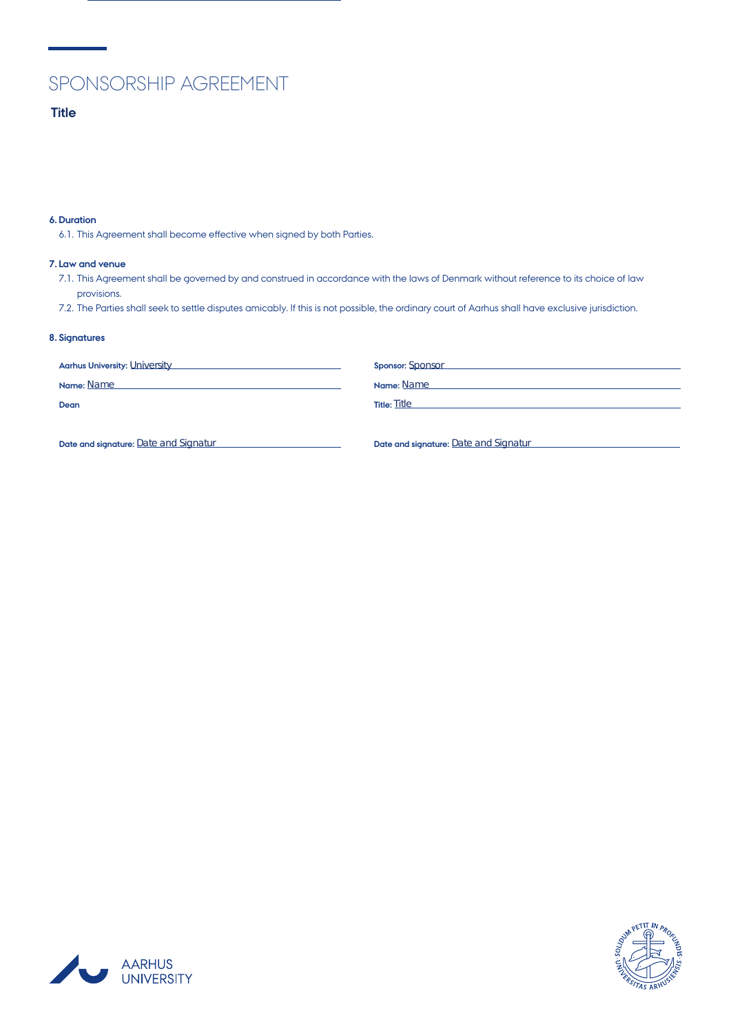# SPONSORSHIP AGREEMENT

**Title**

**6. Duration**

6.1. This Agreement shall become effective when signed by both Parties.

**7. Law and venue**

7.1. This Agreement shall be governed by and construed in accordance with the laws of Denmark without reference to its choice of law provisions.

7.2. The Parties shall seek to settle disputes amicably. If this is not possible, the ordinary court of Aarhus shall have exclusive jurisdiction.

**8. Signatures**

**Aarhus University:** University

**Name:** Name

**Dean**

**Date and signature:** Date and Signatur

**Sponsor:** Sponsor

**Name:** Name

**Title:** Title

**Date and signature:** Date and Signatur